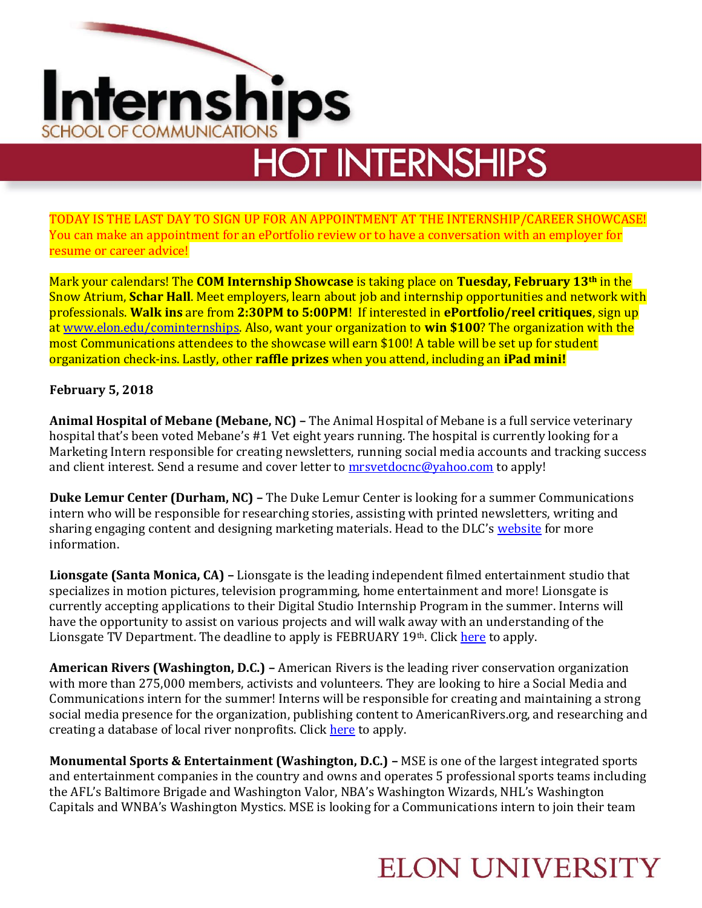# Internships

SCHOOL OF COMMUNICATIONS

## HOT INTERNSHIPS

TODAY IS THE LAST DAY TO SIGN UP FOR AN APPOINTMENT AT THE INTERNSHIP/CAREER SHOWCASE! You can make an appointment for an ePortfolio review or to have a conversation with an employer for resume or career advice!

Mark your calendars! The **COM Internship Showcase** is taking place on **Tuesday, February 13th** in the Snow Atrium, **Schar Hall**. Meet employers, learn about job and internship opportunities and network with professionals. **Walk ins** are from **2:30PM to 5:00PM**! If interested in **ePortfolio/reel critiques**, sign up at www.elon.edu/cominternships. Also, want your organization to **win $100**? The organization with the most Communications attendees to the showcase will earn $100! A table will be set up for student organization check-ins. Lastly, other **raffle prizes** when you attend, including an **iPad mini!**

**February 5, 2018**

**Animal Hospital of Mebane (Mebane, NC) –** The Animal Hospital of Mebane is a full service veterinary hospital that's been voted Mebane's #1 Vet eight years running. The hospital is currently looking for a Marketing Intern responsible for creating newsletters, running social media accounts and tracking success and client interest. Send a resume and cover letter to mrsvetdocnc@yahoo.com to apply!

**Duke Lemur Center (Durham, NC) –** The Duke Lemur Center is looking for a summer Communications intern who will be responsible for researching stories, assisting with printed newsletters, writing and sharing engaging content and designing marketing materials. Head to the DLC's website for more information.

**Lionsgate (Santa Monica, CA) –** Lionsgate is the leading independent filmed entertainment studio that specializes in motion pictures, television programming, home entertainment and more! Lionsgate is currently accepting applications to their Digital Studio Internship Program in the summer. Interns will have the opportunity to assist on various projects and will walk away with an understanding of the Lionsgate TV Department. The deadline to apply is FEBRUARY 19th. Click here to apply.

**American Rivers (Washington, D.C.) –** American Rivers is the leading river conservation organization with more than 275,000 members, activists and volunteers. They are looking to hire a Social Media and Communications intern for the summer! Interns will be responsible for creating and maintaining a strong social media presence for the organization, publishing content to AmericanRivers.org, and researching and creating a database of local river nonprofits. Click here to apply.

**Monumental Sports & Entertainment (Washington, D.C.) –** MSE is one of the largest integrated sports and entertainment companies in the country and owns and operates 5 professional sports teams including the AFL's Baltimore Brigade and Washington Valor, NBA's Washington Wizards, NHL's Washington Capitals and WNBA's Washington Mystics. MSE is looking for a Communications intern to join their team

ELON UNIVERSITY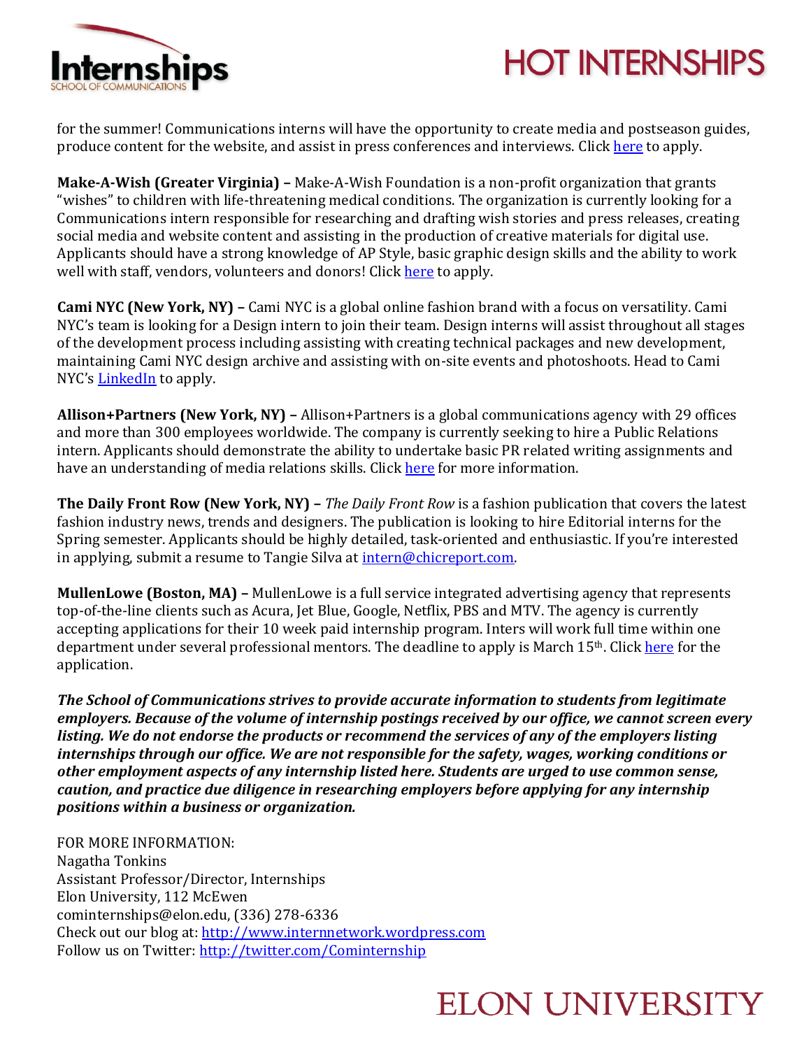for the summer! Communications interns will have the opportunity to create media and postseason guides, produce content for the website, and assist in press conferences and interviews. Click here to apply.

**Make-A-Wish (Greater Virginia) –** Make-A-Wish Foundation is a non-profit organization that grants "wishes" to children with life-threatening medical conditions. The organization is currently looking for a Communications intern responsible for researching and drafting wish stories and press releases, creating social media and website content and assisting in the production of creative materials for digital use. Applicants should have a strong knowledge of AP Style, basic graphic design skills and the ability to work well with staff, vendors, volunteers and donors! Click here to apply.

**Cami NYC (New York, NY) –** Cami NYC is a global online fashion brand with a focus on versatility. Cami NYC's team is looking for a Design intern to join their team. Design interns will assist throughout all stages of the development process including assisting with creating technical packages and new development, maintaining Cami NYC design archive and assisting with on-site events and photoshoots. Head to Cami NYC's LinkedIn to apply.

**Allison+Partners (New York, NY) –** Allison+Partners is a global communications agency with 29 offices and more than 300 employees worldwide. The company is currently seeking to hire a Public Relations intern. Applicants should demonstrate the ability to undertake basic PR related writing assignments and have an understanding of media relations skills. Click here for more information.

**The Daily Front Row (New York, NY) –** *The Daily Front Row* is a fashion publication that covers the latest fashion industry news, trends and designers. The publication is looking to hire Editorial interns for the Spring semester. Applicants should be highly detailed, task-oriented and enthusiastic. If you're interested in applying, submit a resume to Tangie Silva at intern@chicreport.com.

**MullenLowe (Boston, MA) –** MullenLowe is a full service integrated advertising agency that represents top-of-the-line clients such as Acura, Jet Blue, Google, Netflix, PBS and MTV. The agency is currently accepting applications for their 10 week paid internship program. Inters will work full time within one department under several professional mentors. The deadline to apply is March 15th. Click here for the application.

***The School of Communications strives to provide accurate information to students from legitimate employers. Because of the volume of internship postings received by our office, we cannot screen every listing. We do not endorse the products or recommend the services of any of the employers listing internships through our office. We are not responsible for the safety, wages, working conditions or other employment aspects of any internship listed here. Students are urged to use common sense, caution, and practice due diligence in researching employers before applying for any internship positions within a business or organization.***

FOR MORE INFORMATION:
Nagatha Tonkins
Assistant Professor/Director, Internships
Elon University, 112 McEwen
cominternships@elon.edu, (336) 278-6336
Check out our blog at: http://www.internnetwork.wordpress.com
Follow us on Twitter: http://twitter.com/Cominternship